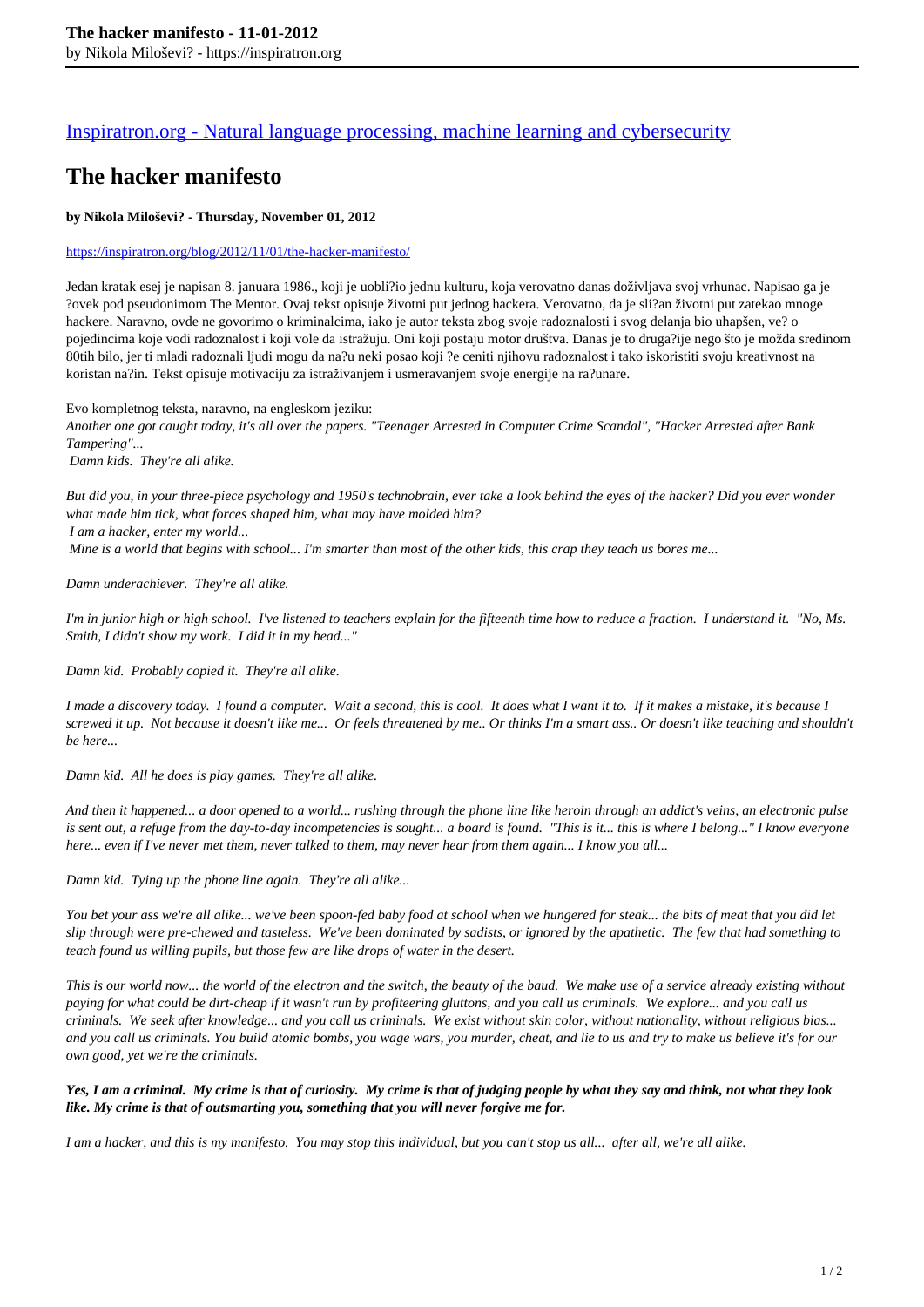[Inspiratron.org - Natural language processing, machine learning and cybersecurity](https://inspiratron.org)

# The hacker manifesto

**by Nikola Miloševi? - Thursday, November 01, 2012**

https://inspiratron.org/blog/2012/11/01/the-hacker-manifesto/

Jedan kratak esej je napisan 8. januara 1986., koji je uobli?io jednu kulturu, koja verovatno danas doživljava svoj vrhunac. Napisao ga je ?ovek pod pseudonimom The Mentor. Ovaj tekst opisuje životni put jednog hackera. Verovatno, da je sli?an životni put zatekao mnoge hackere. Naravno, ovde ne govorimo o kriminalcima, iako je autor teksta zbog svoje radoznalosti i svog delanja bio uhapšen, ve? o pojedincima koje vodi radoznalost i koji vole da istražuju. Oni koji postaju motor društva. Danas je to druga?ije nego što je možda sredinom 80tih bilo, jer ti mladi radoznali ljudi mogu da na?u neki posao koji ?e ceniti njihovu radoznalost i tako iskoristiti svoju kreativnost na koristan na?in. Tekst opisuje motivaciju za istraživanjem i usmeravanjem svoje energije na ra?unare.

Evo kompletnog teksta, naravno, na engleskom jeziku:

*Another one got caught today, it's all over the papers. "Teenager Arrested in Computer Crime Scandal", "Hacker Arrested after Bank Tampering"...*

*Damn kids. They're all alike.*

*But did you, in your three-piece psychology and 1950's technobrain, ever take a look behind the eyes of the hacker? Did you ever wonder what made him tick, what forces shaped him, what may have molded him?*

*I am a hacker, enter my world...*

*Mine is a world that begins with school... I'm smarter than most of the other kids, this crap they teach us bores me...*

*Damn underachiever. They're all alike.*

*I'm in junior high or high school. I've listened to teachers explain for the fifteenth time how to reduce a fraction. I understand it. "No, Ms. Smith, I didn't show my work. I did it in my head..."*

*Damn kid. Probably copied it. They're all alike.*

*I made a discovery today. I found a computer. Wait a second, this is cool. It does what I want it to. If it makes a mistake, it's because I screwed it up. Not because it doesn't like me... Or feels threatened by me.. Or thinks I'm a smart ass.. Or doesn't like teaching and shouldn't be here...*

*Damn kid. All he does is play games. They're all alike.*

*And then it happened... a door opened to a world... rushing through the phone line like heroin through an addict's veins, an electronic pulse is sent out, a refuge from the day-to-day incompetencies is sought... a board is found. "This is it... this is where I belong..." I know everyone here... even if I've never met them, never talked to them, may never hear from them again... I know you all...*

*Damn kid. Tying up the phone line again. They're all alike...*

*You bet your ass we're all alike... we've been spoon-fed baby food at school when we hungered for steak... the bits of meat that you did let slip through were pre-chewed and tasteless. We've been dominated by sadists, or ignored by the apathetic. The few that had something to teach found us willing pupils, but those few are like drops of water in the desert.*

*This is our world now... the world of the electron and the switch, the beauty of the baud. We make use of a service already existing without paying for what could be dirt-cheap if it wasn't run by profiteering gluttons, and you call us criminals. We explore... and you call us criminals. We seek after knowledge... and you call us criminals. We exist without skin color, without nationality, without religious bias... and you call us criminals. You build atomic bombs, you wage wars, you murder, cheat, and lie to us and try to make us believe it's for our own good, yet we're the criminals.*

***Yes, I am a criminal. My crime is that of curiosity. My crime is that of judging people by what they say and think, not what they look like. My crime is that of outsmarting you, something that you will never forgive me for.***

*I am a hacker, and this is my manifesto. You may stop this individual, but you can't stop us all... after all, we're all alike.*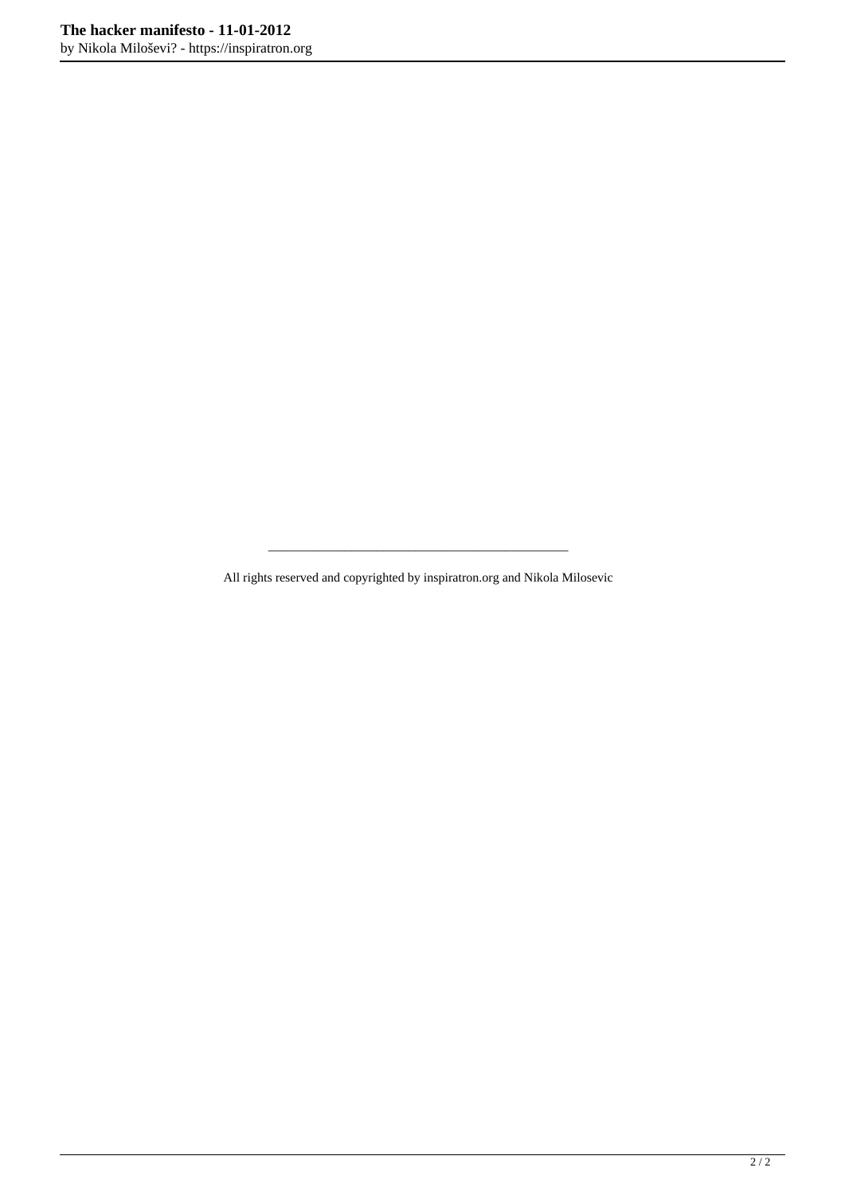---

All rights reserved and copyrighted by inspiratron.org and Nikola Milosevic